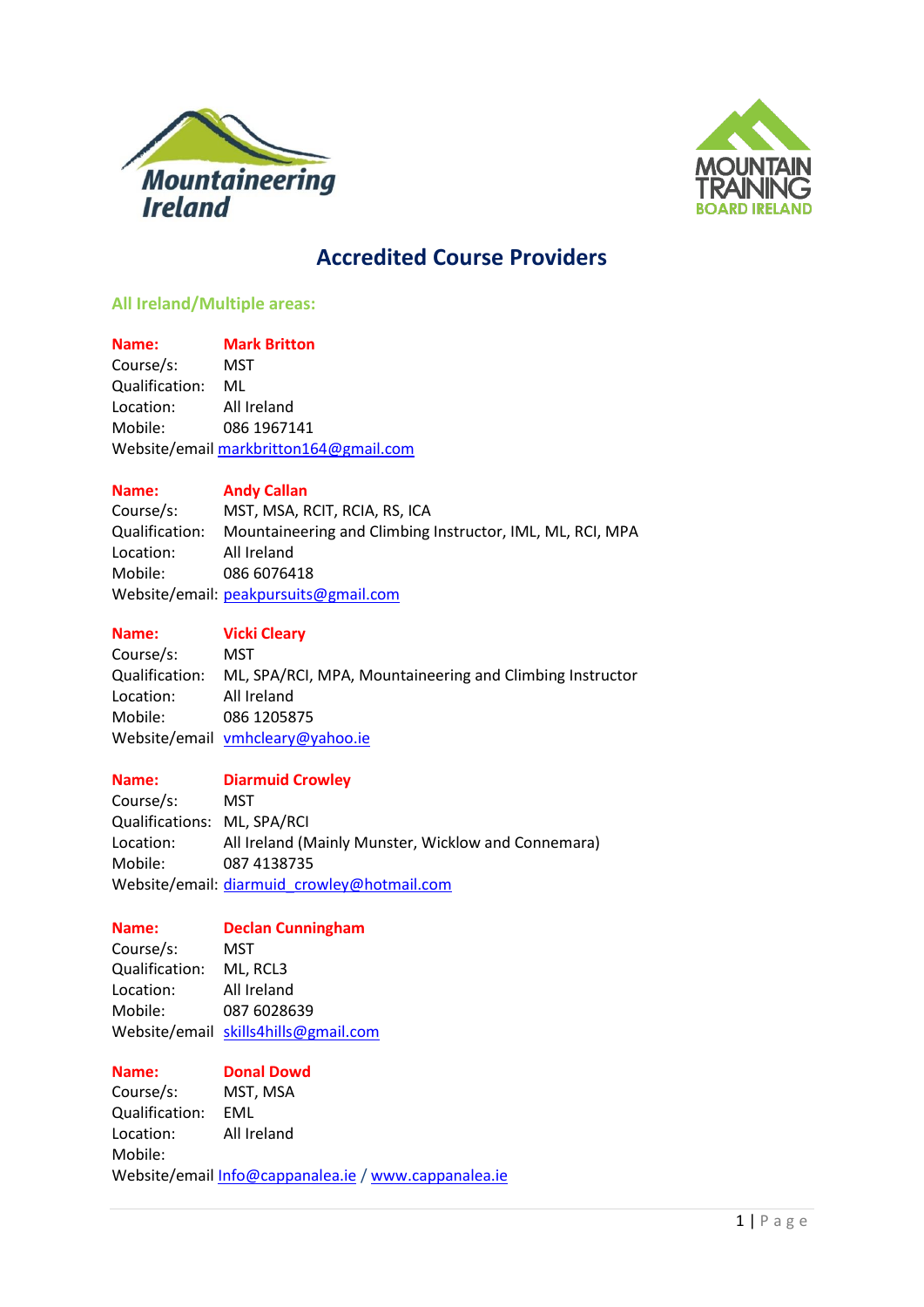# Accredited Course Providers

## All Ireland/Multiple areas:

**Name:** **Mark Britton**
Course/s: MST
Qualification: ML
Location: All Ireland
Mobile: 086 1967141
Website/email markbritton164@gmail.com

**Name:** **Andy Callan**
Course/s: MST, MSA, RCIT, RCIA, RS, ICA
Qualification: Mountaineering and Climbing Instructor, IML, ML, RCI, MPA
Location: All Ireland
Mobile: 086 6076418
Website/email: peakpursuits@gmail.com

**Name:** **Vicki Cleary**
Course/s: MST
Qualification: ML, SPA/RCI, MPA, Mountaineering and Climbing Instructor
Location: All Ireland
Mobile: 086 1205875
Website/email vmhcleary@yahoo.ie

**Name:** **Diarmuid Crowley**
Course/s: MST
Qualifications: ML, SPA/RCI
Location: All Ireland (Mainly Munster, Wicklow and Connemara)
Mobile: 087 4138735
Website/email: diarmuid_crowley@hotmail.com

**Name:** **Declan Cunningham**
Course/s: MST
Qualification: ML, RCL3
Location: All Ireland
Mobile: 087 6028639
Website/email skills4hills@gmail.com

**Name:** **Donal Dowd**
Course/s: MST, MSA
Qualification: EML
Location: All Ireland
Mobile:
Website/email Info@cappanalea.ie / www.cappanalea.ie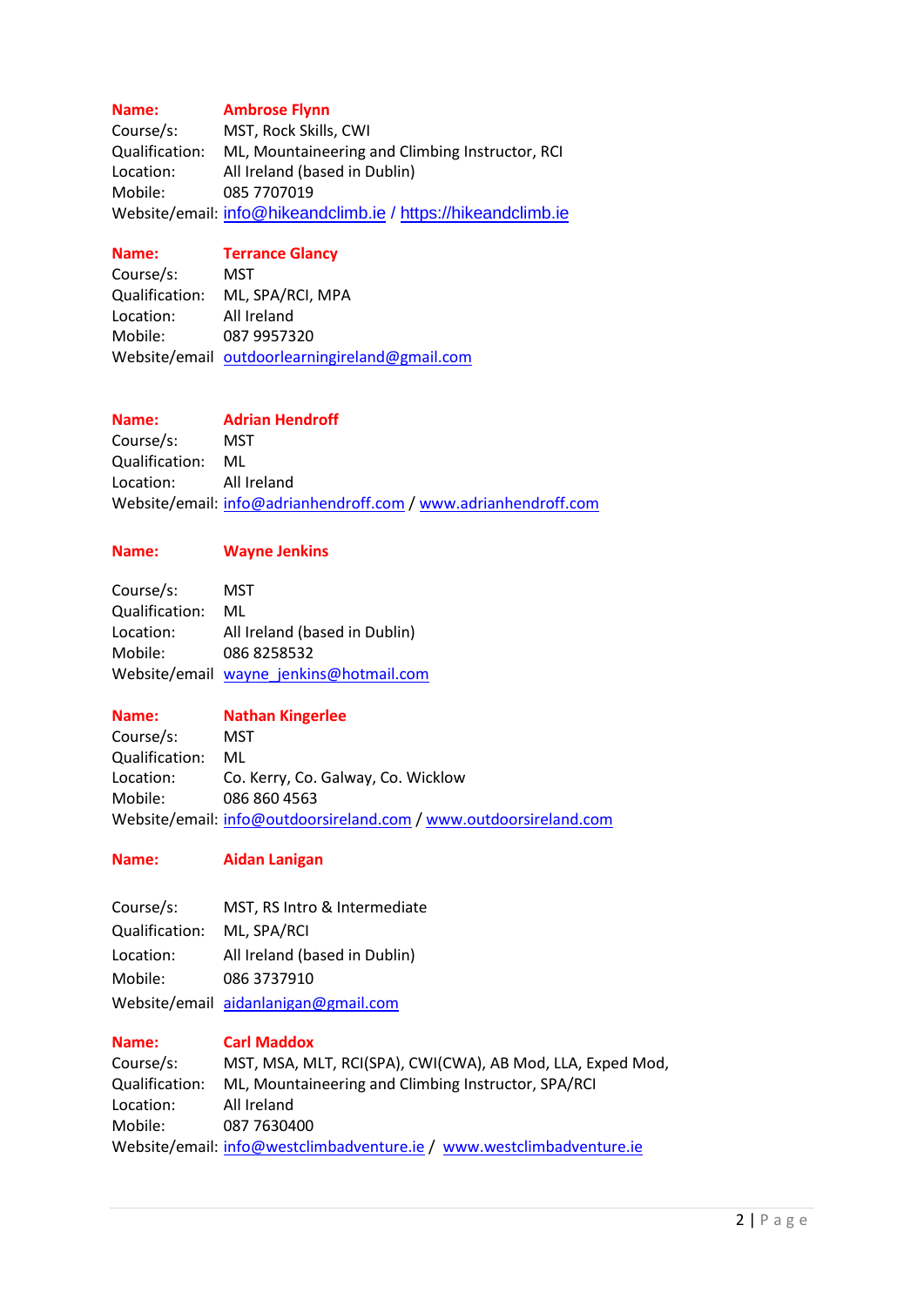**Name:** **Ambrose Flynn**
Course/s: MST, Rock Skills, CWI
Qualification: ML, Mountaineering and Climbing Instructor, RCI
Location: All Ireland (based in Dublin)
Mobile: 085 7707019
Website/email: info@hikeandclimb.ie / https://hikeandclimb.ie

**Name:** **Terrance Glancy**
Course/s: MST
Qualification: ML, SPA/RCI, MPA
Location: All Ireland
Mobile: 087 9957320
Website/email outdoorlearningireland@gmail.com

**Name:** **Adrian Hendroff**
Course/s: MST
Qualification: ML
Location: All Ireland
Website/email: info@adrianhendroff.com / www.adrianhendroff.com

**Name:** **Wayne Jenkins**

Course/s: MST
Qualification: ML
Location: All Ireland (based in Dublin)
Mobile: 086 8258532
Website/email wayne_jenkins@hotmail.com

**Name:** **Nathan Kingerlee**
Course/s: MST
Qualification: ML
Location: Co. Kerry, Co. Galway, Co. Wicklow
Mobile: 086 860 4563
Website/email: info@outdoorsireland.com / www.outdoorsireland.com

**Name:** **Aidan Lanigan**

Course/s: MST, RS Intro & Intermediate
Qualification: ML, SPA/RCI
Location: All Ireland (based in Dublin)
Mobile: 086 3737910
Website/email aidanlanigan@gmail.com

**Name:** **Carl Maddox**
Course/s: MST, MSA, MLT, RCI(SPA), CWI(CWA), AB Mod, LLA, Exped Mod,
Qualification: ML, Mountaineering and Climbing Instructor, SPA/RCI
Location: All Ireland
Mobile: 087 7630400
Website/email: info@westclimbadventure.ie / www.westclimbadventure.ie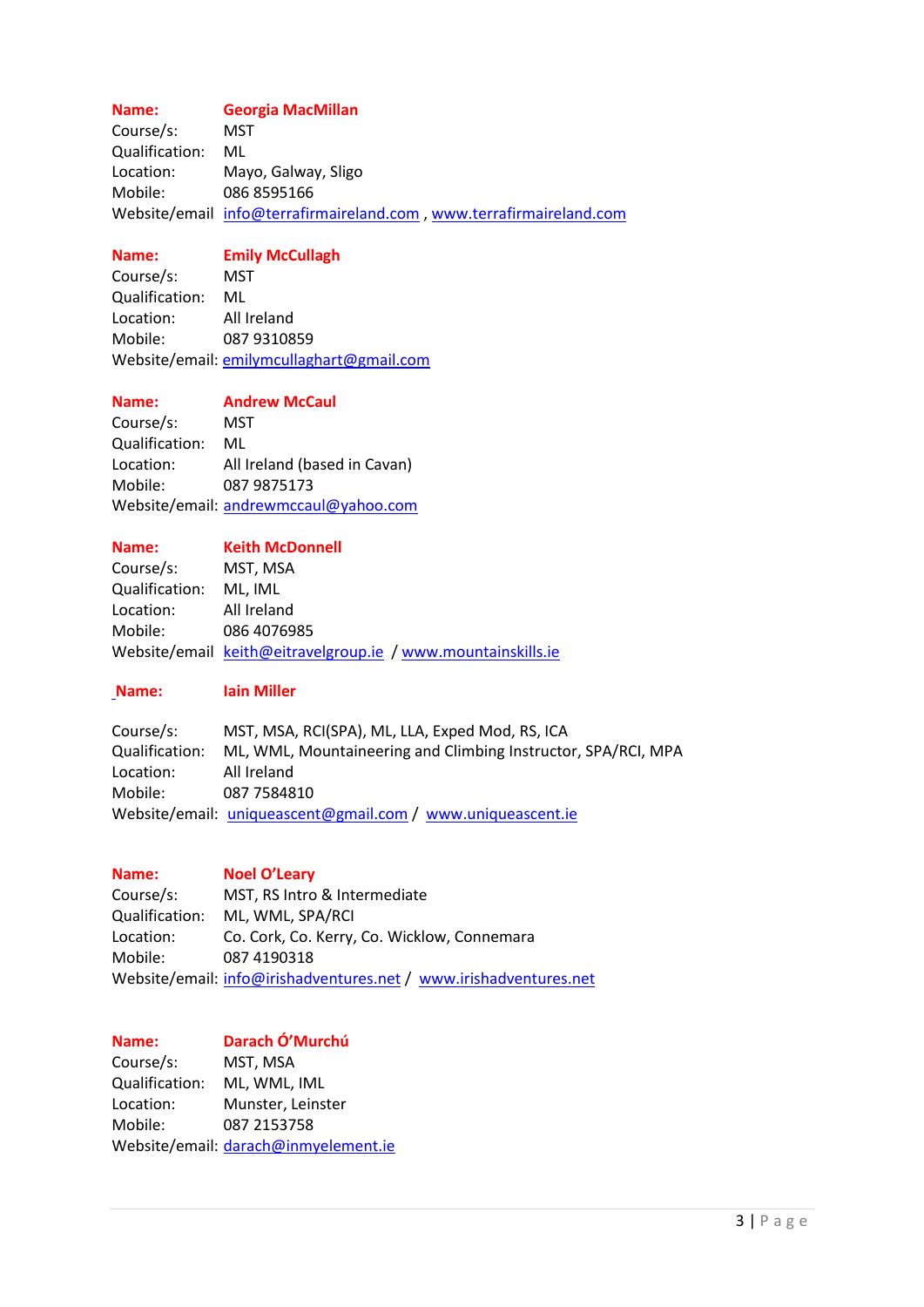**Name:** **Georgia MacMillan**
Course/s: MST
Qualification: ML
Location: Mayo, Galway, Sligo
Mobile: 086 8595166
Website/email info@terrafirmaireland.com , www.terrafirmaireland.com

**Name:** **Emily McCullagh**
Course/s: MST
Qualification: ML
Location: All Ireland
Mobile: 087 9310859
Website/email: emilymccullaghart@gmail.com

**Name:** **Andrew McCaul**
Course/s: MST
Qualification: ML
Location: All Ireland (based in Cavan)
Mobile: 087 9875173
Website/email: andrewmccaul@yahoo.com

**Name:** **Keith McDonnell**
Course/s: MST, MSA
Qualification: ML, IML
Location: All Ireland
Mobile: 086 4076985
Website/email keith@eitravelgroup.ie / www.mountainskills.ie

**Name:** **Iain Miller**

Course/s: MST, MSA, RCI(SPA), ML, LLA, Exped Mod, RS, ICA
Qualification: ML, WML, Mountaineering and Climbing Instructor, SPA/RCI, MPA
Location: All Ireland
Mobile: 087 7584810
Website/email: uniqueascent@gmail.com / www.uniqueascent.ie

**Name:** **Noel O'Leary**
Course/s: MST, RS Intro & Intermediate
Qualification: ML, WML, SPA/RCI
Location: Co. Cork, Co. Kerry, Co. Wicklow, Connemara
Mobile: 087 4190318
Website/email: info@irishadventures.net / www.irishadventures.net

**Name:** **Darach Ó'Murchú**
Course/s: MST, MSA
Qualification: ML, WML, IML
Location: Munster, Leinster
Mobile: 087 2153758
Website/email: darach@inmyelement.ie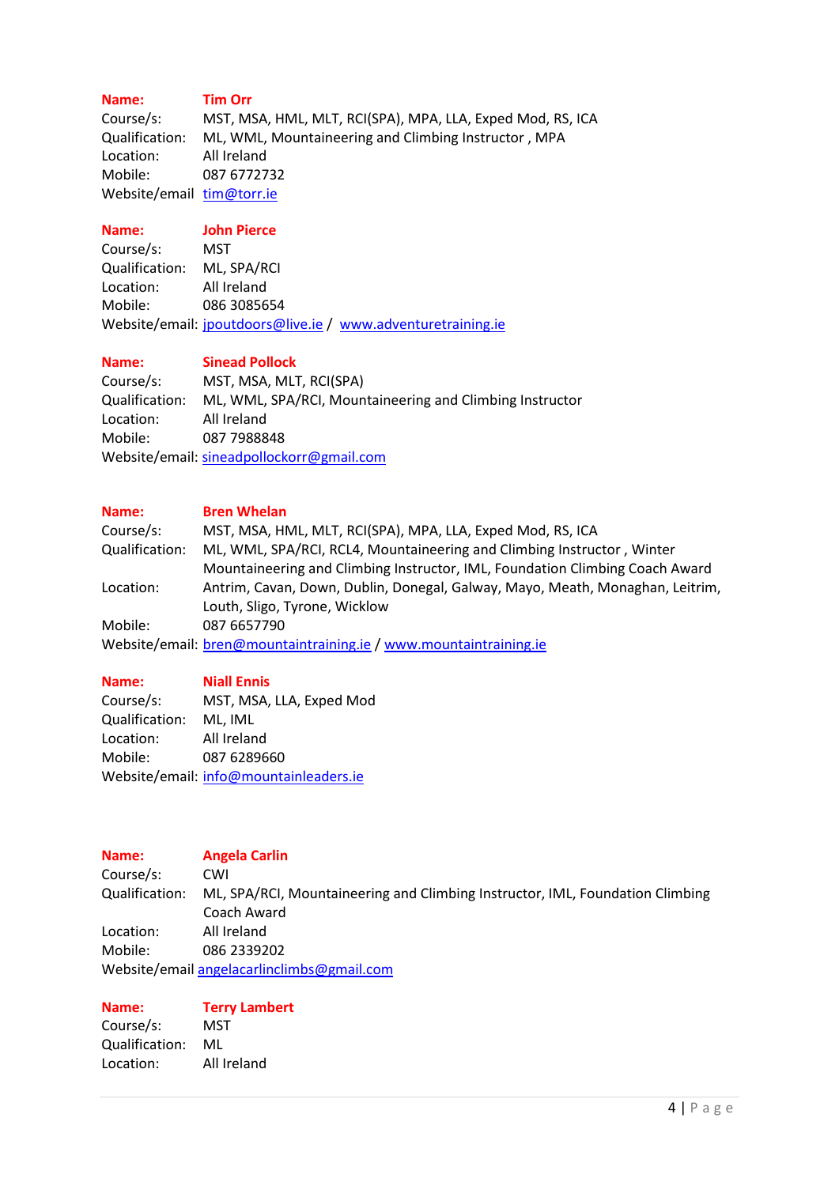**Name:** **Tim Orr**
Course/s: MST, MSA, HML, MLT, RCI(SPA), MPA, LLA, Exped Mod, RS, ICA
Qualification: ML, WML, Mountaineering and Climbing Instructor , MPA
Location: All Ireland
Mobile: 087 6772732
Website/email tim@torr.ie

**Name:** **John Pierce**
Course/s: MST
Qualification: ML, SPA/RCI
Location: All Ireland
Mobile: 086 3085654
Website/email: jpoutdoors@live.ie / www.adventuretraining.ie

**Name:** **Sinead Pollock**
Course/s: MST, MSA, MLT, RCI(SPA)
Qualification: ML, WML, SPA/RCI, Mountaineering and Climbing Instructor
Location: All Ireland
Mobile: 087 7988848
Website/email: sineadpollockorr@gmail.com

**Name:** **Bren Whelan**
Course/s: MST, MSA, HML, MLT, RCI(SPA), MPA, LLA, Exped Mod, RS, ICA
Qualification: ML, WML, SPA/RCI, RCL4, Mountaineering and Climbing Instructor , Winter Mountaineering and Climbing Instructor, IML, Foundation Climbing Coach Award
Location: Antrim, Cavan, Down, Dublin, Donegal, Galway, Mayo, Meath, Monaghan, Leitrim, Louth, Sligo, Tyrone, Wicklow
Mobile: 087 6657790
Website/email: bren@mountaintraining.ie / www.mountaintraining.ie

**Name:** **Niall Ennis**
Course/s: MST, MSA, LLA, Exped Mod
Qualification: ML, IML
Location: All Ireland
Mobile: 087 6289660
Website/email: info@mountainleaders.ie

**Name:** **Angela Carlin**
Course/s: CWI
Qualification: ML, SPA/RCI, Mountaineering and Climbing Instructor, IML, Foundation Climbing Coach Award
Location: All Ireland
Mobile: 086 2339202
Website/email angelacarlinclimbs@gmail.com

**Name:** **Terry Lambert**
Course/s: MST
Qualification: ML
Location: All Ireland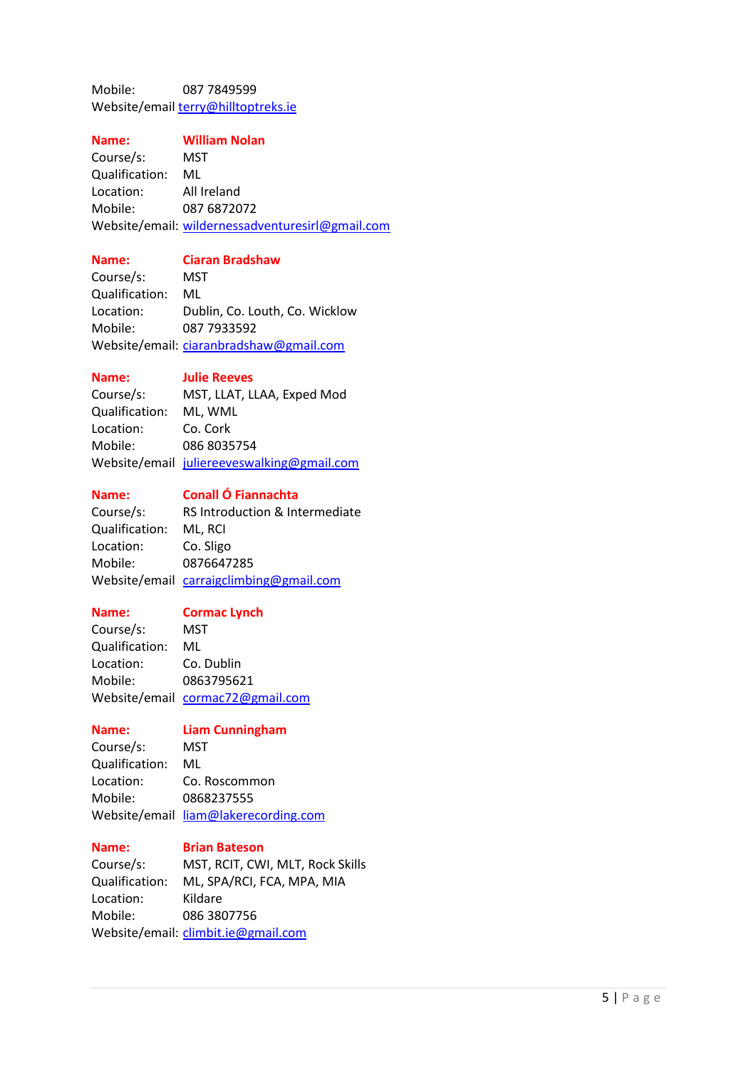Mobile: 087 7849599
Website/email [terry@hilltoptreks.ie](mailto:terry@hilltoptreks.ie)

**Name:** **William Nolan**
Course/s: MST
Qualification: ML
Location: All Ireland
Mobile: 087 6872072
Website/email: [wildernessadventuresirl@gmail.com](mailto:wildernessadventuresirl@gmail.com)

**Name:** **Ciaran Bradshaw**
Course/s: MST
Qualification: ML
Location: Dublin, Co. Louth, Co. Wicklow
Mobile: 087 7933592
Website/email: [ciaranbradshaw@gmail.com](mailto:ciaranbradshaw@gmail.com)

**Name:** **Julie Reeves**
Course/s: MST, LLAT, LLAA, Exped Mod
Qualification: ML, WML
Location: Co. Cork
Mobile: 086 8035754
Website/email [juliereeveswalking@gmail.com](mailto:juliereeveswalking@gmail.com)

**Name:** **Conall Ó Fiannachta**
Course/s: RS Introduction & Intermediate
Qualification: ML, RCI
Location: Co. Sligo
Mobile: 0876647285
Website/email [carraigclimbing@gmail.com](mailto:carraigclimbing@gmail.com)

**Name:** **Cormac Lynch**
Course/s: MST
Qualification: ML
Location: Co. Dublin
Mobile: 0863795621
Website/email [cormac72@gmail.com](mailto:cormac72@gmail.com)

**Name:** **Liam Cunningham**
Course/s: MST
Qualification: ML
Location: Co. Roscommon
Mobile: 0868237555
Website/email [liam@lakerecording.com](mailto:liam@lakerecording.com)

**Name:** **Brian Bateson**
Course/s: MST, RCIT, CWI, MLT, Rock Skills
Qualification: ML, SPA/RCI, FCA, MPA, MIA
Location: Kildare
Mobile: 086 3807756
Website/email: [climbit.ie@gmail.com](mailto:climbit.ie@gmail.com)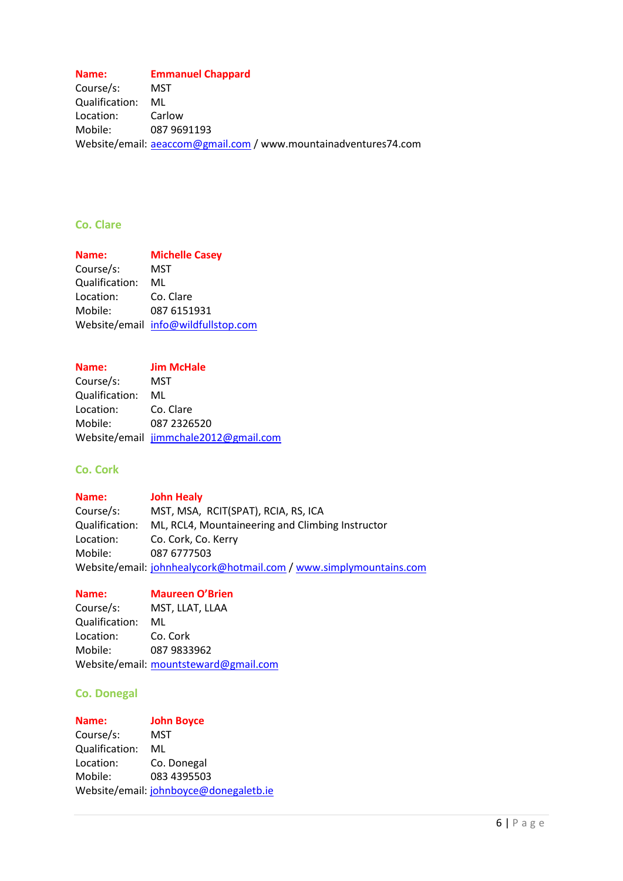**Name:** **Emmanuel Chappard**
Course/s: MST
Qualification: ML
Location: Carlow
Mobile: 087 9691193
Website/email: aeaccom@gmail.com / www.mountainadventures74.com

## Co. Clare

**Name:** **Michelle Casey**
Course/s: MST
Qualification: ML
Location: Co. Clare
Mobile: 087 6151931
Website/email info@wildfullstop.com

**Name:** **Jim McHale**
Course/s: MST
Qualification: ML
Location: Co. Clare
Mobile: 087 2326520
Website/email jimmchale2012@gmail.com

## Co. Cork

**Name:** **John Healy**
Course/s: MST, MSA, RCIT(SPAT), RCIA, RS, ICA
Qualification: ML, RCL4, Mountaineering and Climbing Instructor
Location: Co. Cork, Co. Kerry
Mobile: 087 6777503
Website/email: johnhealycork@hotmail.com / www.simplymountains.com

**Name:** **Maureen O'Brien**
Course/s: MST, LLAT, LLAA
Qualification: ML
Location: Co. Cork
Mobile: 087 9833962
Website/email: mountsteward@gmail.com

## Co. Donegal

**Name:** **John Boyce**
Course/s: MST
Qualification: ML
Location: Co. Donegal
Mobile: 083 4395503
Website/email: johnboyce@donegaletb.ie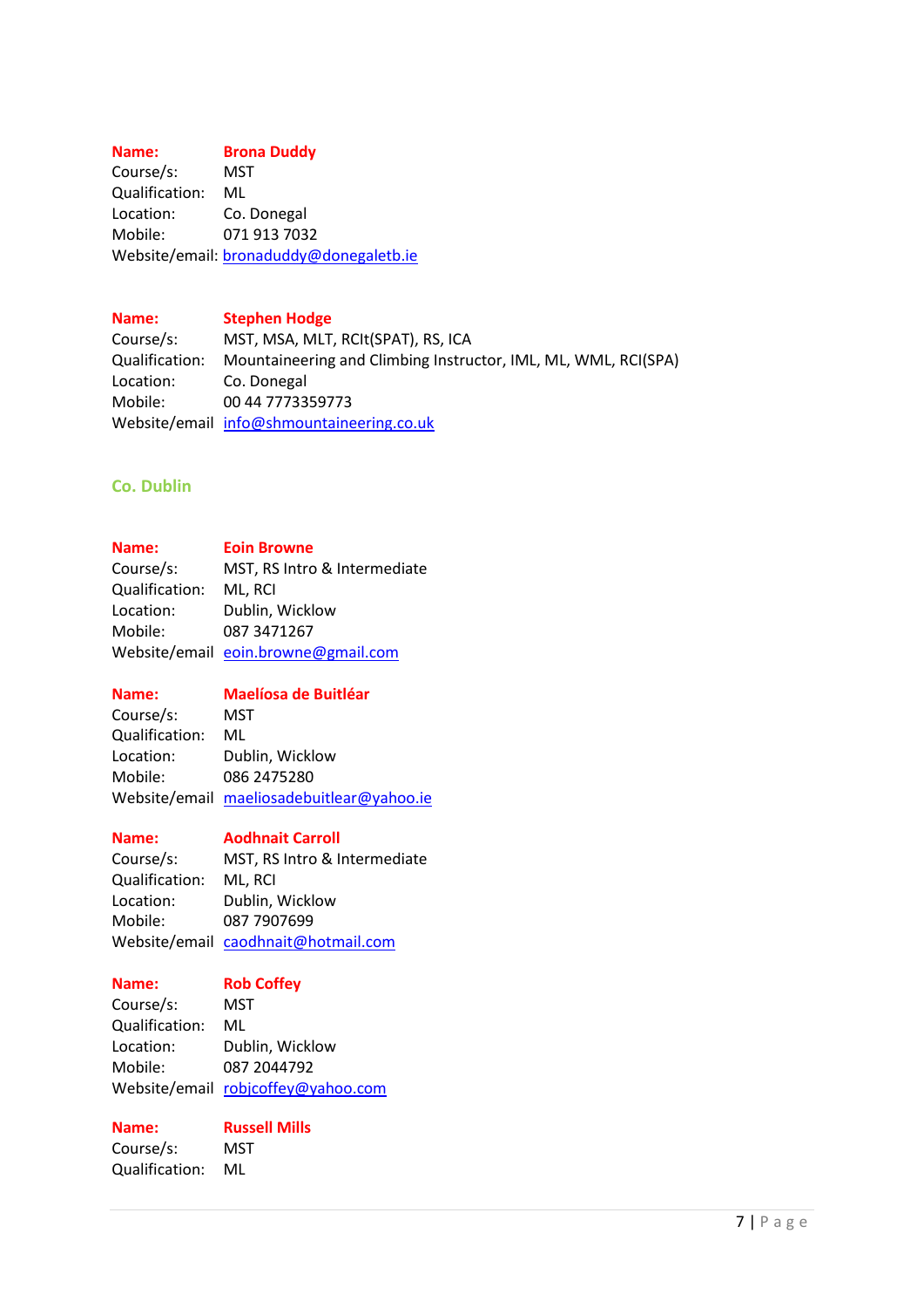**Name:** **Brona Duddy**
Course/s: MST
Qualification: ML
Location: Co. Donegal
Mobile: 071 913 7032
Website/email: bronaduddy@donegaletb.ie

**Name:** **Stephen Hodge**
Course/s: MST, MSA, MLT, RCIt(SPAT), RS, ICA
Qualification: Mountaineering and Climbing Instructor, IML, ML, WML, RCI(SPA)
Location: Co. Donegal
Mobile: 00 44 7773359773
Website/email info@shmountaineering.co.uk

## Co. Dublin

**Name:** **Eoin Browne**
Course/s: MST, RS Intro & Intermediate
Qualification: ML, RCI
Location: Dublin, Wicklow
Mobile: 087 3471267
Website/email eoin.browne@gmail.com

**Name:** **Maelíosa de Buitléar**
Course/s: MST
Qualification: ML
Location: Dublin, Wicklow
Mobile: 086 2475280
Website/email maeliosadebuitlear@yahoo.ie

**Name:** **Aodhnait Carroll**
Course/s: MST, RS Intro & Intermediate
Qualification: ML, RCI
Location: Dublin, Wicklow
Mobile: 087 7907699
Website/email caodhnait@hotmail.com

**Name:** **Rob Coffey**
Course/s: MST
Qualification: ML
Location: Dublin, Wicklow
Mobile: 087 2044792
Website/email robjcoffey@yahoo.com

**Name:** **Russell Mills**
Course/s: MST
Qualification: ML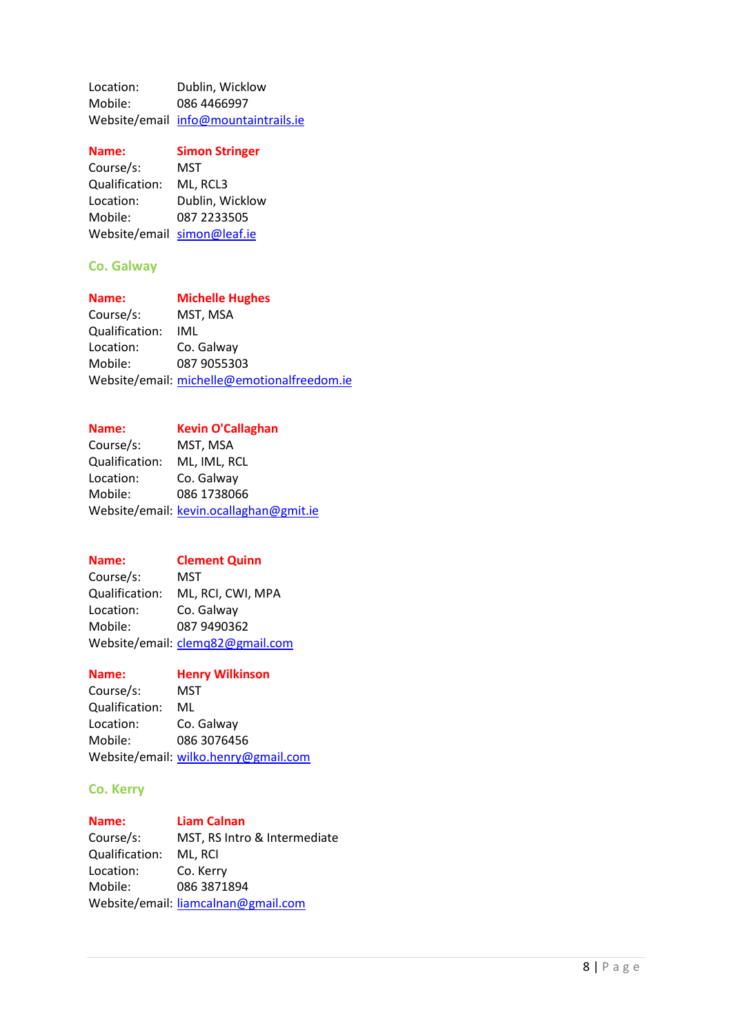Location: Dublin, Wicklow
Mobile: 086 4466997
Website/email info@mountaintrails.ie

**Name: Simon Stringer**
Course/s: MST
Qualification: ML, RCL3
Location: Dublin, Wicklow
Mobile: 087 2233505
Website/email simon@leaf.ie

## Co. Galway

**Name: Michelle Hughes**
Course/s: MST, MSA
Qualification: IML
Location: Co. Galway
Mobile: 087 9055303
Website/email: michelle@emotionalfreedom.ie

**Name: Kevin O'Callaghan**
Course/s: MST, MSA
Qualification: ML, IML, RCL
Location: Co. Galway
Mobile: 086 1738066
Website/email: kevin.ocallaghan@gmit.ie

**Name: Clement Quinn**
Course/s: MST
Qualification: ML, RCI, CWI, MPA
Location: Co. Galway
Mobile: 087 9490362
Website/email: clemq82@gmail.com

**Name: Henry Wilkinson**
Course/s: MST
Qualification: ML
Location: Co. Galway
Mobile: 086 3076456
Website/email: wilko.henry@gmail.com

## Co. Kerry

**Name: Liam Calnan**
Course/s: MST, RS Intro & Intermediate
Qualification: ML, RCI
Location: Co. Kerry
Mobile: 086 3871894
Website/email: liamcalnan@gmail.com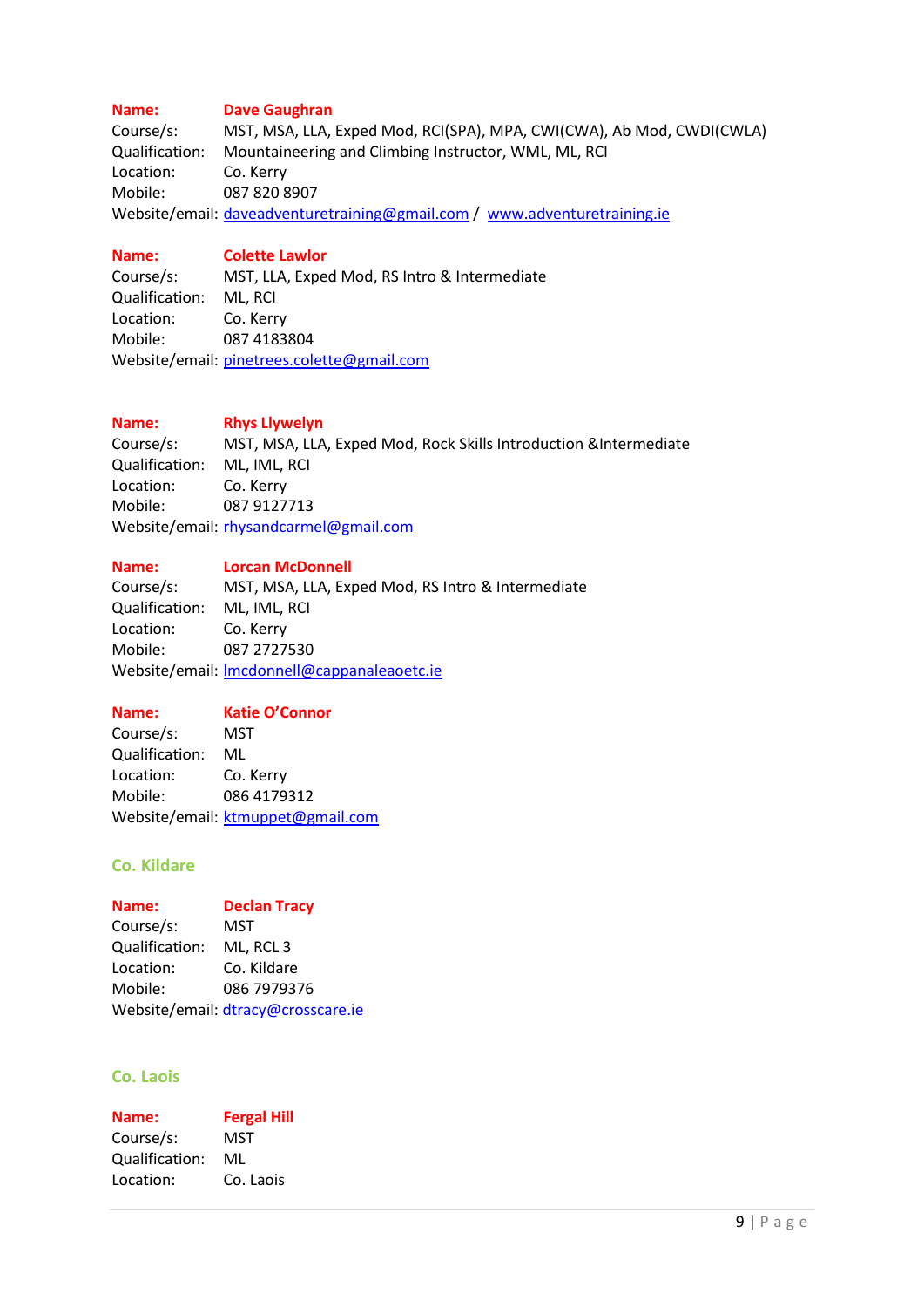**Name:** **Dave Gaughran**
Course/s: MST, MSA, LLA, Exped Mod, RCI(SPA), MPA, CWI(CWA), Ab Mod, CWDI(CWLA)
Qualification: Mountaineering and Climbing Instructor, WML, ML, RCI
Location: Co. Kerry
Mobile: 087 820 8907
Website/email: daveadventuretraining@gmail.com / www.adventuretraining.ie

**Name:** **Colette Lawlor**
Course/s: MST, LLA, Exped Mod, RS Intro & Intermediate
Qualification: ML, RCI
Location: Co. Kerry
Mobile: 087 4183804
Website/email: pinetrees.colette@gmail.com

**Name:** **Rhys Llywelyn**
Course/s: MST, MSA, LLA, Exped Mod, Rock Skills Introduction &Intermediate
Qualification: ML, IML, RCI
Location: Co. Kerry
Mobile: 087 9127713
Website/email: rhysandcarmel@gmail.com

**Name:** **Lorcan McDonnell**
Course/s: MST, MSA, LLA, Exped Mod, RS Intro & Intermediate
Qualification: ML, IML, RCI
Location: Co. Kerry
Mobile: 087 2727530
Website/email: lmcdonnell@cappanaleaoetc.ie

**Name:** **Katie O'Connor**
Course/s: MST
Qualification: ML
Location: Co. Kerry
Mobile: 086 4179312
Website/email: ktmuppet@gmail.com

## Co. Kildare

**Name:** **Declan Tracy**
Course/s: MST
Qualification: ML, RCL 3
Location: Co. Kildare
Mobile: 086 7979376
Website/email: dtracy@crosscare.ie

## Co. Laois

**Name:** **Fergal Hill**
Course/s: MST
Qualification: ML
Location: Co. Laois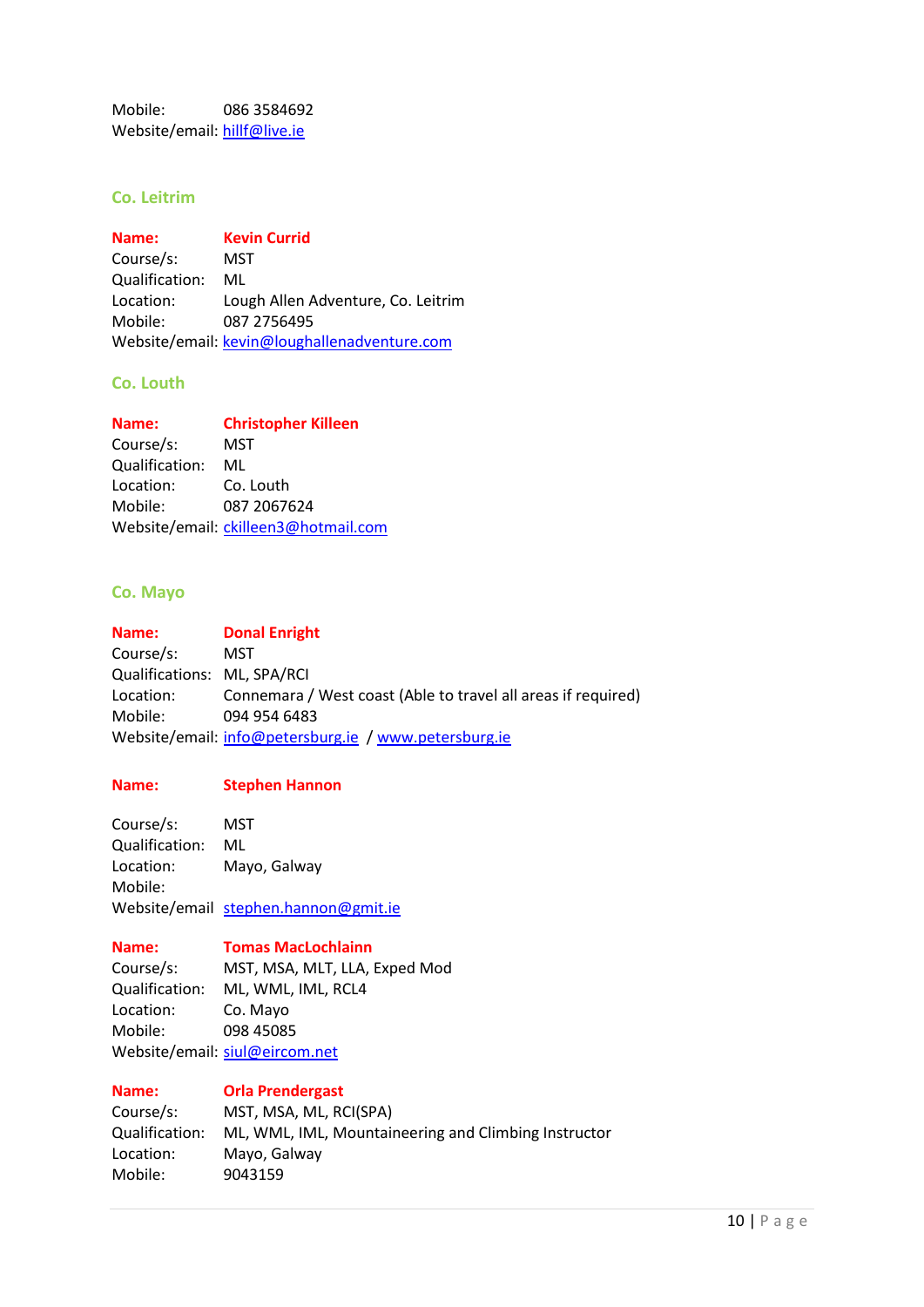Mobile: 086 3584692
Website/email: hillf@live.ie

## Co. Leitrim

**Name: Kevin Currid**
Course/s: MST
Qualification: ML
Location: Lough Allen Adventure, Co. Leitrim
Mobile: 087 2756495
Website/email: kevin@loughallenadventure.com

## Co. Louth

**Name: Christopher Killeen**
Course/s: MST
Qualification: ML
Location: Co. Louth
Mobile: 087 2067624
Website/email: ckilleen3@hotmail.com

## Co. Mayo

**Name: Donal Enright**
Course/s: MST
Qualifications: ML, SPA/RCI
Location: Connemara / West coast (Able to travel all areas if required)
Mobile: 094 954 6483
Website/email: info@petersburg.ie / www.petersburg.ie

**Name: Stephen Hannon**

Course/s: MST
Qualification: ML
Location: Mayo, Galway
Mobile:
Website/email stephen.hannon@gmit.ie

**Name: Tomas MacLochlainn**
Course/s: MST, MSA, MLT, LLA, Exped Mod
Qualification: ML, WML, IML, RCL4
Location: Co. Mayo
Mobile: 098 45085
Website/email: siul@eircom.net

**Name: Orla Prendergast**
Course/s: MST, MSA, ML, RCI(SPA)
Qualification: ML, WML, IML, Mountaineering and Climbing Instructor
Location: Mayo, Galway
Mobile: 9043159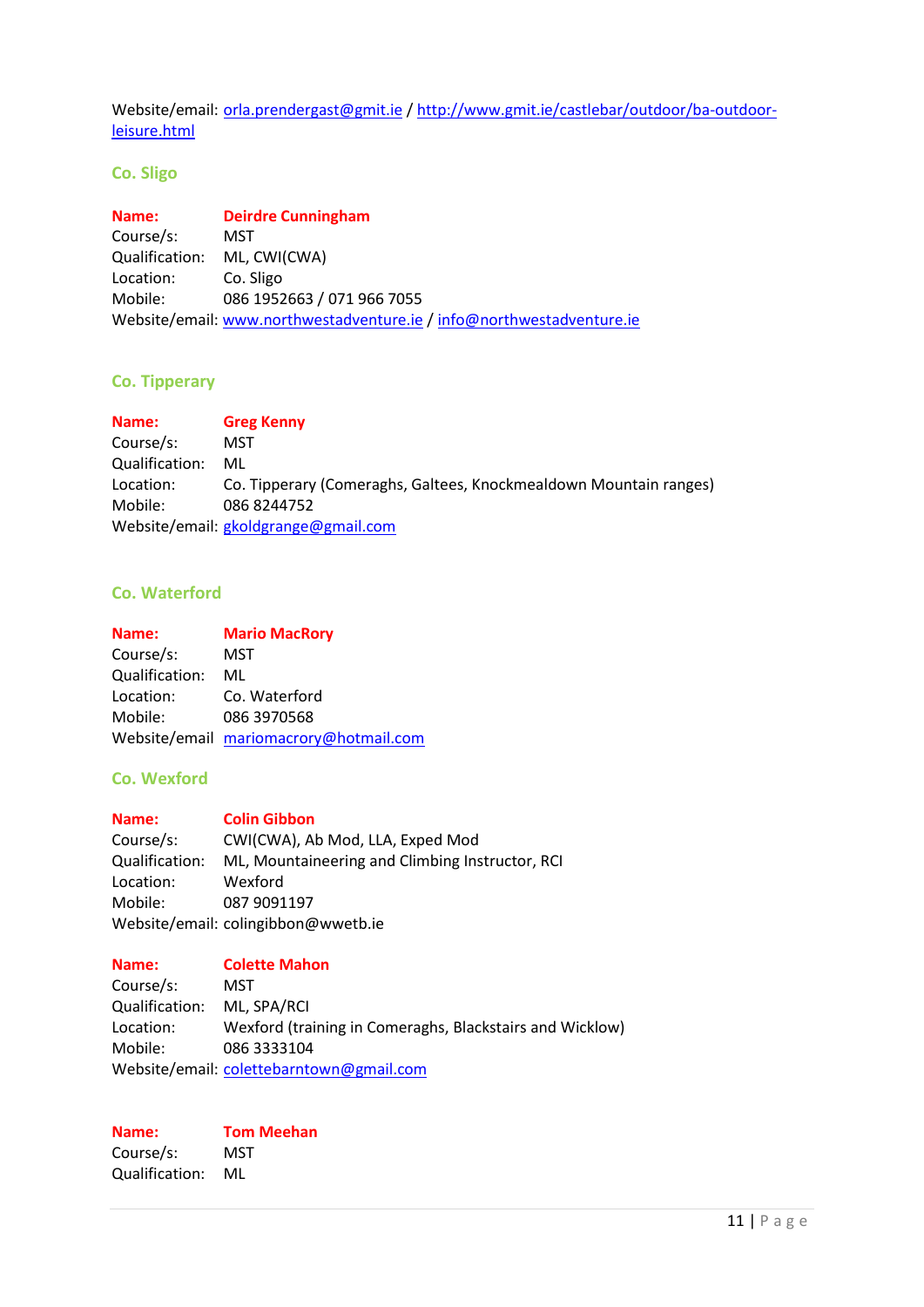Website/email: orla.prendergast@gmit.ie / http://www.gmit.ie/castlebar/outdoor/ba-outdoor-leisure.html

## Co. Sligo

**Name:** **Deirdre Cunningham**
Course/s: MST
Qualification: ML, CWI(CWA)
Location: Co. Sligo
Mobile: 086 1952663 / 071 966 7055
Website/email: www.northwestadventure.ie / info@northwestadventure.ie

## Co. Tipperary

**Name:** **Greg Kenny**
Course/s: MST
Qualification: ML
Location: Co. Tipperary (Comeraghs, Galtees, Knockmealdown Mountain ranges)
Mobile: 086 8244752
Website/email: gkoldgrange@gmail.com

## Co. Waterford

**Name:** **Mario MacRory**
Course/s: MST
Qualification: ML
Location: Co. Waterford
Mobile: 086 3970568
Website/email mariomacrory@hotmail.com

## Co. Wexford

**Name:** **Colin Gibbon**
Course/s: CWI(CWA), Ab Mod, LLA, Exped Mod
Qualification: ML, Mountaineering and Climbing Instructor, RCI
Location: Wexford
Mobile: 087 9091197
Website/email: colingibbon@wwetb.ie

**Name:** **Colette Mahon**
Course/s: MST
Qualification: ML, SPA/RCI
Location: Wexford (training in Comeraghs, Blackstairs and Wicklow)
Mobile: 086 3333104
Website/email: colettebarntown@gmail.com

**Name:** **Tom Meehan**
Course/s: MST
Qualification: ML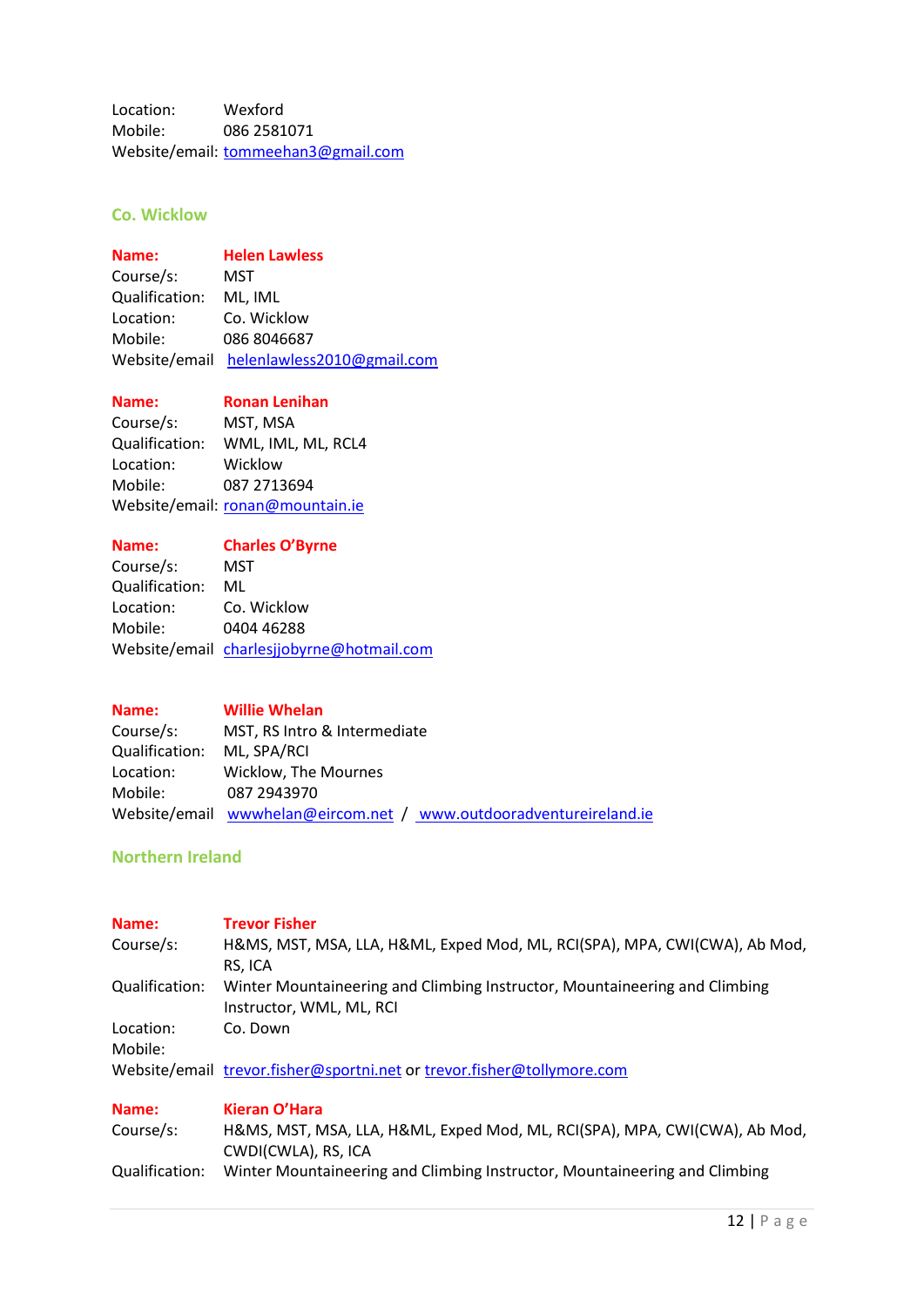Location: Wexford
Mobile: 086 2581071
Website/email: tommeehan3@gmail.com

## Co. Wicklow

**Name: Helen Lawless**
Course/s: MST
Qualification: ML, IML
Location: Co. Wicklow
Mobile: 086 8046687
Website/email helenlawless2010@gmail.com

**Name: Ronan Lenihan**
Course/s: MST, MSA
Qualification: WML, IML, ML, RCL4
Location: Wicklow
Mobile: 087 2713694
Website/email: ronan@mountain.ie

**Name: Charles O'Byrne**
Course/s: MST
Qualification: ML
Location: Co. Wicklow
Mobile: 0404 46288
Website/email charlesjjobyrne@hotmail.com

**Name: Willie Whelan**
Course/s: MST, RS Intro & Intermediate
Qualification: ML, SPA/RCI
Location: Wicklow, The Mournes
Mobile: 087 2943970
Website/email wwwhelan@eircom.net / www.outdooradventureireland.ie

## Northern Ireland

**Name: Trevor Fisher**
Course/s: H&MS, MST, MSA, LLA, H&ML, Exped Mod, ML, RCI(SPA), MPA, CWI(CWA), Ab Mod, RS, ICA
Qualification: Winter Mountaineering and Climbing Instructor, Mountaineering and Climbing Instructor, WML, ML, RCI
Location: Co. Down
Mobile:
Website/email trevor.fisher@sportni.net or trevor.fisher@tollymore.com

**Name: Kieran O'Hara**
Course/s: H&MS, MST, MSA, LLA, H&ML, Exped Mod, ML, RCI(SPA), MPA, CWI(CWA), Ab Mod, CWDI(CWLA), RS, ICA
Qualification: Winter Mountaineering and Climbing Instructor, Mountaineering and Climbing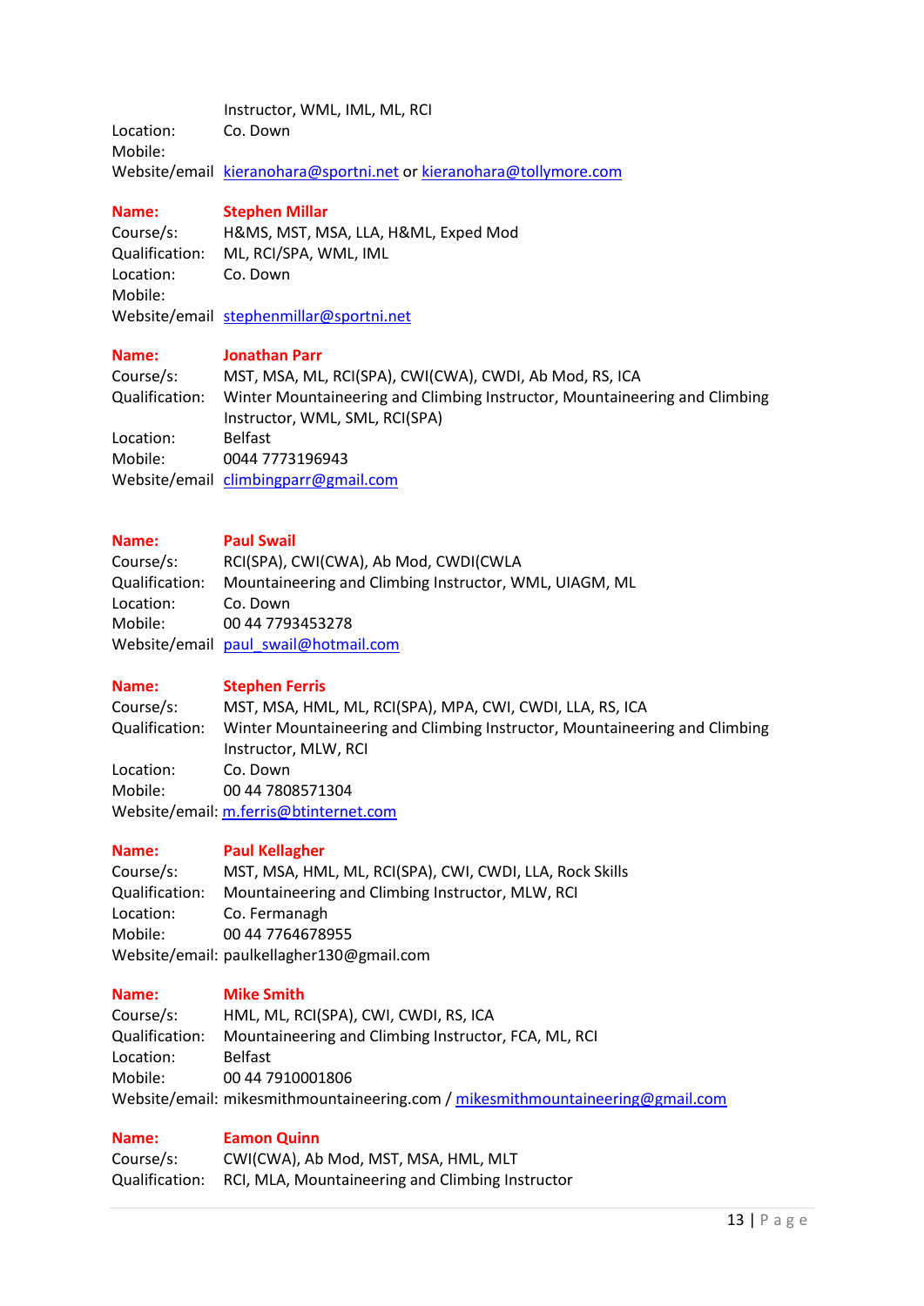Instructor, WML, IML, ML, RCI  
Location: Co. Down  
Mobile:  
Website/email [kieranohara@sportni.net](mailto:kieranohara@sportni.net) or [kieranohara@tollymore.com](mailto:kieranohara@tollymore.com)

**Name: Stephen Millar**  
Course/s: H&MS, MST, MSA, LLA, H&ML, Exped Mod  
Qualification: ML, RCI/SPA, WML, IML  
Location: Co. Down  
Mobile:  
Website/email [stephenmillar@sportni.net](mailto:stephenmillar@sportni.net)

**Name: Jonathan Parr**  
Course/s: MST, MSA, ML, RCI(SPA), CWI(CWA), CWDI, Ab Mod, RS, ICA  
Qualification: Winter Mountaineering and Climbing Instructor, Mountaineering and Climbing Instructor, WML, SML, RCI(SPA)  
Location: Belfast  
Mobile: 0044 7773196943  
Website/email [climbingparr@gmail.com](mailto:climbingparr@gmail.com)

**Name: Paul Swail**  
Course/s: RCI(SPA), CWI(CWA), Ab Mod, CWDI(CWLA  
Qualification: Mountaineering and Climbing Instructor, WML, UIAGM, ML  
Location: Co. Down  
Mobile: 00 44 7793453278  
Website/email [paul_swail@hotmail.com](mailto:paul_swail@hotmail.com)

**Name: Stephen Ferris**  
Course/s: MST, MSA, HML, ML, RCI(SPA), MPA, CWI, CWDI, LLA, RS, ICA  
Qualification: Winter Mountaineering and Climbing Instructor, Mountaineering and Climbing Instructor, MLW, RCI  
Location: Co. Down  
Mobile: 00 44 7808571304  
Website/email: [m.ferris@btinternet.com](mailto:m.ferris@btinternet.com)

**Name: Paul Kellagher**  
Course/s: MST, MSA, HML, ML, RCI(SPA), CWI, CWDI, LLA, Rock Skills  
Qualification: Mountaineering and Climbing Instructor, MLW, RCI  
Location: Co. Fermanagh  
Mobile: 00 44 7764678955  
Website/email: paulkellagher130@gmail.com

**Name: Mike Smith**  
Course/s: HML, ML, RCI(SPA), CWI, CWDI, RS, ICA  
Qualification: Mountaineering and Climbing Instructor, FCA, ML, RCI  
Location: Belfast  
Mobile: 00 44 7910001806  
Website/email: mikesmithmountaineering.com / [mikesmithmountaineering@gmail.com](mailto:mikesmithmountaineering@gmail.com)

**Name: Eamon Quinn**  
Course/s: CWI(CWA), Ab Mod, MST, MSA, HML, MLT  
Qualification: RCI, MLA, Mountaineering and Climbing Instructor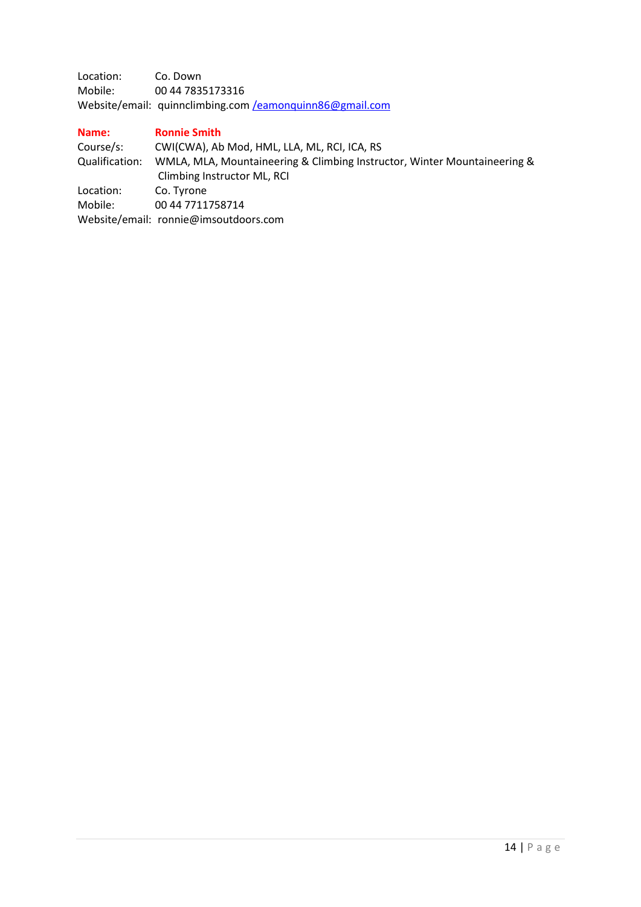Location: Co. Down
Mobile: 00 44 7835173316
Website/email: quinnclimbing.com /eamonquinn86@gmail.com

**Name: Ronnie Smith**
Course/s: CWI(CWA), Ab Mod, HML, LLA, ML, RCI, ICA, RS
Qualification: WMLA, MLA, Mountaineering & Climbing Instructor, Winter Mountaineering & Climbing Instructor ML, RCI
Location: Co. Tyrone
Mobile: 00 44 7711758714
Website/email: ronnie@imsoutdoors.com